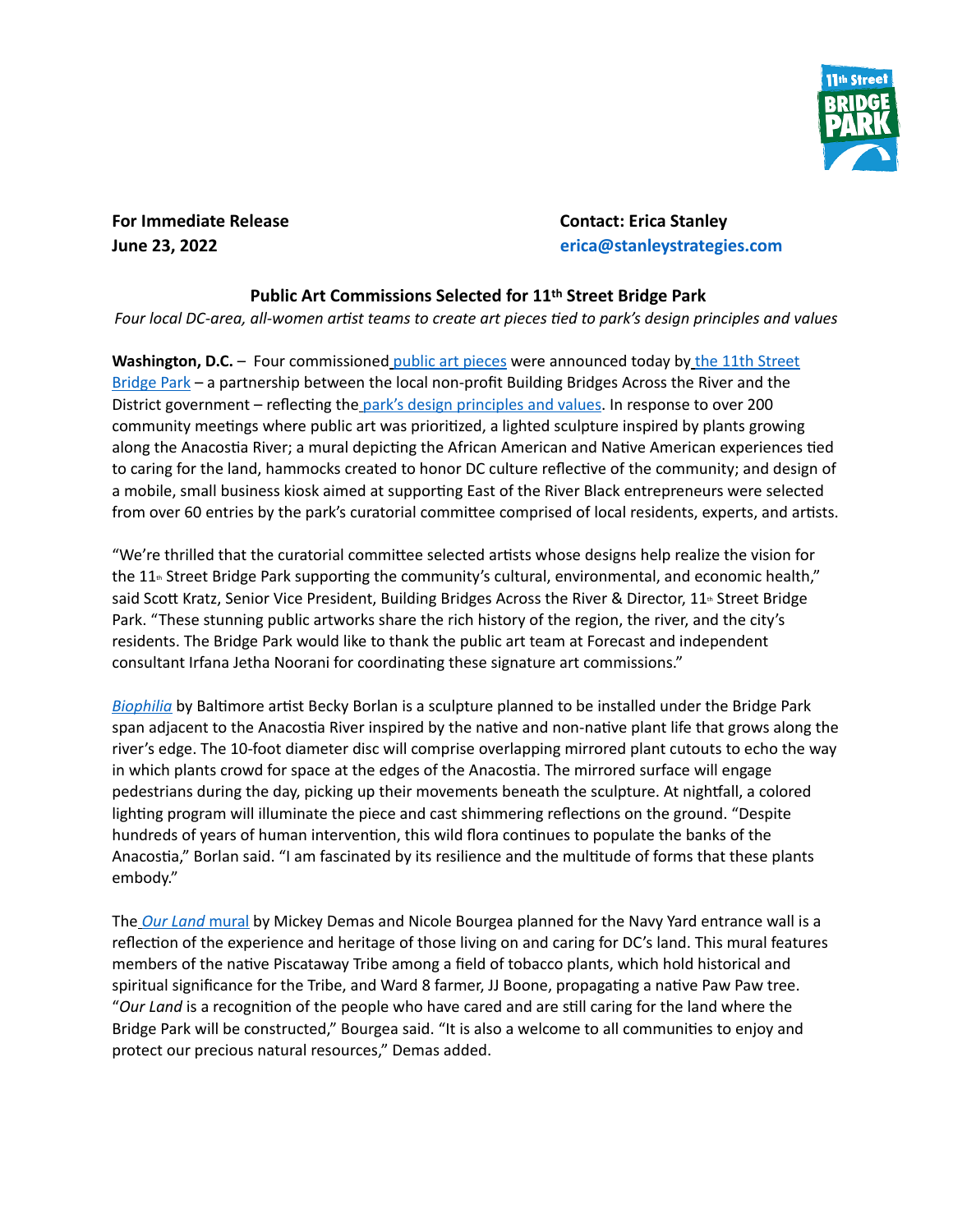**For Immediate Release**
**June 23, 2022**

**Contact: Erica Stanley**
**erica@stanleystrategies.com**

## Public Art Commissions Selected for 11th Street Bridge Park

*Four local DC-area, all-women artist teams to create art pieces tied to park's design principles and values*

**Washington, D.C.** – Four commissioned public art pieces were announced today by the 11th Street Bridge Park – a partnership between the local non-profit Building Bridges Across the River and the District government – reflecting the park's design principles and values. In response to over 200 community meetings where public art was prioritized, a lighted sculpture inspired by plants growing along the Anacostia River; a mural depicting the African American and Native American experiences tied to caring for the land, hammocks created to honor DC culture reflective of the community; and design of a mobile, small business kiosk aimed at supporting East of the River Black entrepreneurs were selected from over 60 entries by the park's curatorial committee comprised of local residents, experts, and artists.

"We're thrilled that the curatorial committee selected artists whose designs help realize the vision for the 11th Street Bridge Park supporting the community's cultural, environmental, and economic health," said Scott Kratz, Senior Vice President, Building Bridges Across the River & Director, 11th Street Bridge Park. "These stunning public artworks share the rich history of the region, the river, and the city's residents. The Bridge Park would like to thank the public art team at Forecast and independent consultant Irfana Jetha Noorani for coordinating these signature art commissions."

*Biophilia* by Baltimore artist Becky Borlan is a sculpture planned to be installed under the Bridge Park span adjacent to the Anacostia River inspired by the native and non-native plant life that grows along the river's edge. The 10-foot diameter disc will comprise overlapping mirrored plant cutouts to echo the way in which plants crowd for space at the edges of the Anacostia. The mirrored surface will engage pedestrians during the day, picking up their movements beneath the sculpture. At nightfall, a colored lighting program will illuminate the piece and cast shimmering reflections on the ground. "Despite hundreds of years of human intervention, this wild flora continues to populate the banks of the Anacostia," Borlan said. "I am fascinated by its resilience and the multitude of forms that these plants embody."

The *Our Land* mural by Mickey Demas and Nicole Bourgea planned for the Navy Yard entrance wall is a reflection of the experience and heritage of those living on and caring for DC's land. This mural features members of the native Piscataway Tribe among a field of tobacco plants, which hold historical and spiritual significance for the Tribe, and Ward 8 farmer, JJ Boone, propagating a native Paw Paw tree. "*Our Land* is a recognition of the people who have cared and are still caring for the land where the Bridge Park will be constructed," Bourgea said. "It is also a welcome to all communities to enjoy and protect our precious natural resources," Demas added.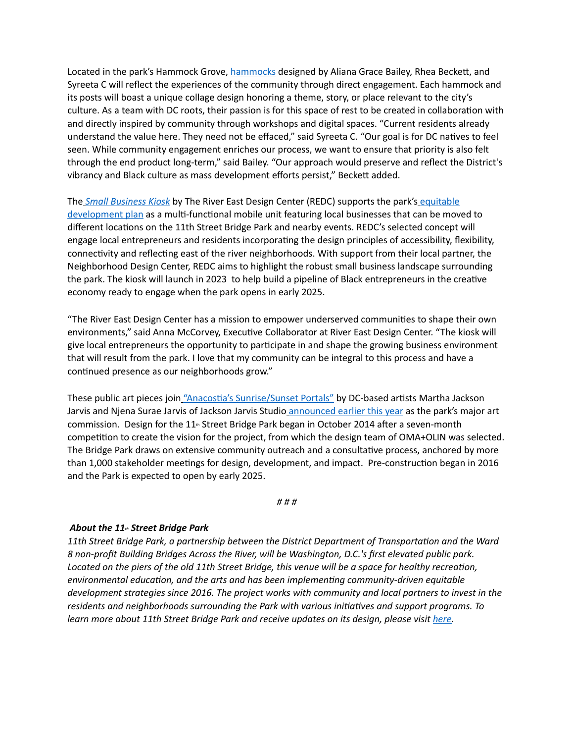Located in the park's Hammock Grove, hammocks designed by Aliana Grace Bailey, Rhea Beckett, and Syreeta C will reflect the experiences of the community through direct engagement. Each hammock and its posts will boast a unique collage design honoring a theme, story, or place relevant to the city's culture. As a team with DC roots, their passion is for this space of rest to be created in collaboration with and directly inspired by community through workshops and digital spaces. "Current residents already understand the value here. They need not be effaced," said Syreeta C. "Our goal is for DC natives to feel seen. While community engagement enriches our process, we want to ensure that priority is also felt through the end product long-term," said Bailey. "Our approach would preserve and reflect the District's vibrancy and Black culture as mass development efforts persist," Beckett added.

The *Small Business Kiosk* by The River East Design Center (REDC) supports the park's equitable development plan as a multi-functional mobile unit featuring local businesses that can be moved to different locations on the 11th Street Bridge Park and nearby events. REDC's selected concept will engage local entrepreneurs and residents incorporating the design principles of accessibility, flexibility, connectivity and reflecting east of the river neighborhoods. With support from their local partner, the Neighborhood Design Center, REDC aims to highlight the robust small business landscape surrounding the park. The kiosk will launch in 2023 to help build a pipeline of Black entrepreneurs in the creative economy ready to engage when the park opens in early 2025.

"The River East Design Center has a mission to empower underserved communities to shape their own environments," said Anna McCorvey, Executive Collaborator at River East Design Center. "The kiosk will give local entrepreneurs the opportunity to participate in and shape the growing business environment that will result from the park. I love that my community can be integral to this process and have a continued presence as our neighborhoods grow."

These public art pieces join "Anacostia's Sunrise/Sunset Portals" by DC-based artists Martha Jackson Jarvis and Njena Surae Jarvis of Jackson Jarvis Studio announced earlier this year as the park's major art commission. Design for the 11th Street Bridge Park began in October 2014 after a seven-month competition to create the vision for the project, from which the design team of OMA+OLIN was selected. The Bridge Park draws on extensive community outreach and a consultative process, anchored by more than 1,000 stakeholder meetings for design, development, and impact. Pre-construction began in 2016 and the Park is expected to open by early 2025.

# # #

***About the 11th Street Bridge Park***

*11th Street Bridge Park, a partnership between the District Department of Transportation and the Ward 8 non-profit Building Bridges Across the River, will be Washington, D.C.'s first elevated public park. Located on the piers of the old 11th Street Bridge, this venue will be a space for healthy recreation, environmental education, and the arts and has been implementing community-driven equitable development strategies since 2016. The project works with community and local partners to invest in the residents and neighborhoods surrounding the Park with various initiatives and support programs. To learn more about 11th Street Bridge Park and receive updates on its design, please visit here.*